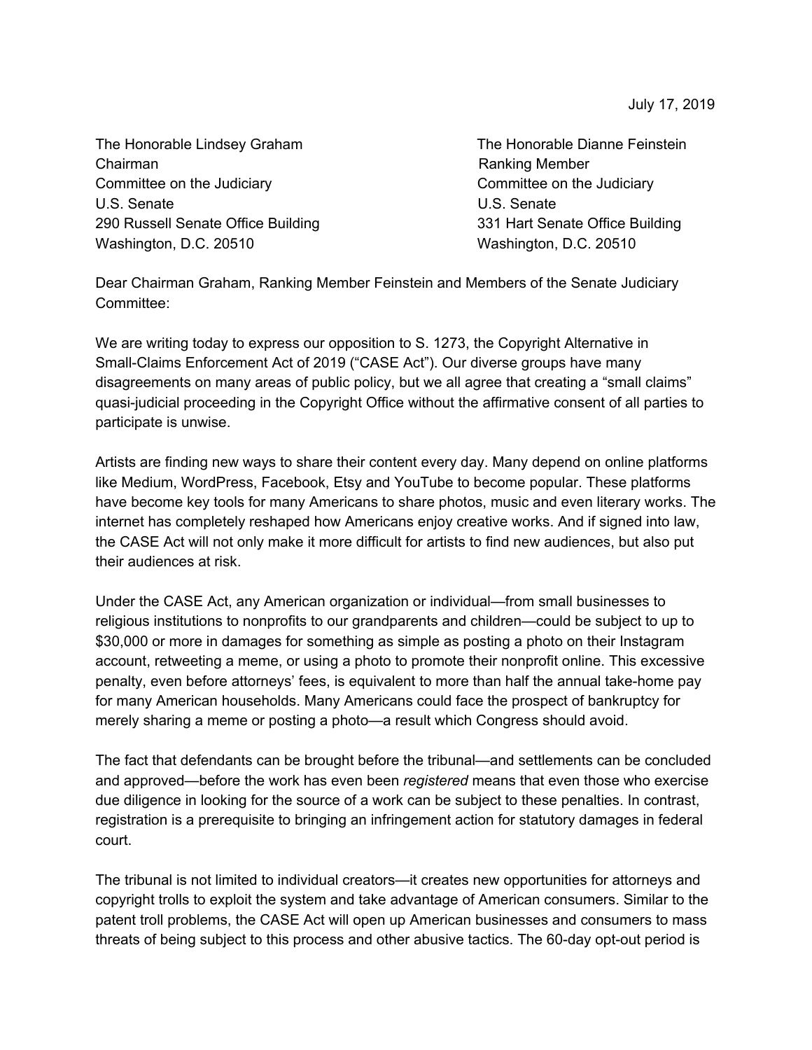July 17, 2019

The Honorable Lindsey Graham
Chairman
Committee on the Judiciary
U.S. Senate
290 Russell Senate Office Building
Washington, D.C. 20510

The Honorable Dianne Feinstein
Ranking Member
Committee on the Judiciary
U.S. Senate
331 Hart Senate Office Building
Washington, D.C. 20510

Dear Chairman Graham, Ranking Member Feinstein and Members of the Senate Judiciary Committee:

We are writing today to express our opposition to S. 1273, the Copyright Alternative in Small-Claims Enforcement Act of 2019 ("CASE Act"). Our diverse groups have many disagreements on many areas of public policy, but we all agree that creating a "small claims" quasi-judicial proceeding in the Copyright Office without the affirmative consent of all parties to participate is unwise.

Artists are finding new ways to share their content every day. Many depend on online platforms like Medium, WordPress, Facebook, Etsy and YouTube to become popular. These platforms have become key tools for many Americans to share photos, music and even literary works. The internet has completely reshaped how Americans enjoy creative works. And if signed into law, the CASE Act will not only make it more difficult for artists to find new audiences, but also put their audiences at risk.

Under the CASE Act, any American organization or individual—from small businesses to religious institutions to nonprofits to our grandparents and children—could be subject to up to $30,000 or more in damages for something as simple as posting a photo on their Instagram account, retweeting a meme, or using a photo to promote their nonprofit online. This excessive penalty, even before attorneys' fees, is equivalent to more than half the annual take-home pay for many American households. Many Americans could face the prospect of bankruptcy for merely sharing a meme or posting a photo—a result which Congress should avoid.

The fact that defendants can be brought before the tribunal—and settlements can be concluded and approved—before the work has even been *registered* means that even those who exercise due diligence in looking for the source of a work can be subject to these penalties. In contrast, registration is a prerequisite to bringing an infringement action for statutory damages in federal court.

The tribunal is not limited to individual creators—it creates new opportunities for attorneys and copyright trolls to exploit the system and take advantage of American consumers. Similar to the patent troll problems, the CASE Act will open up American businesses and consumers to mass threats of being subject to this process and other abusive tactics. The 60-day opt-out period is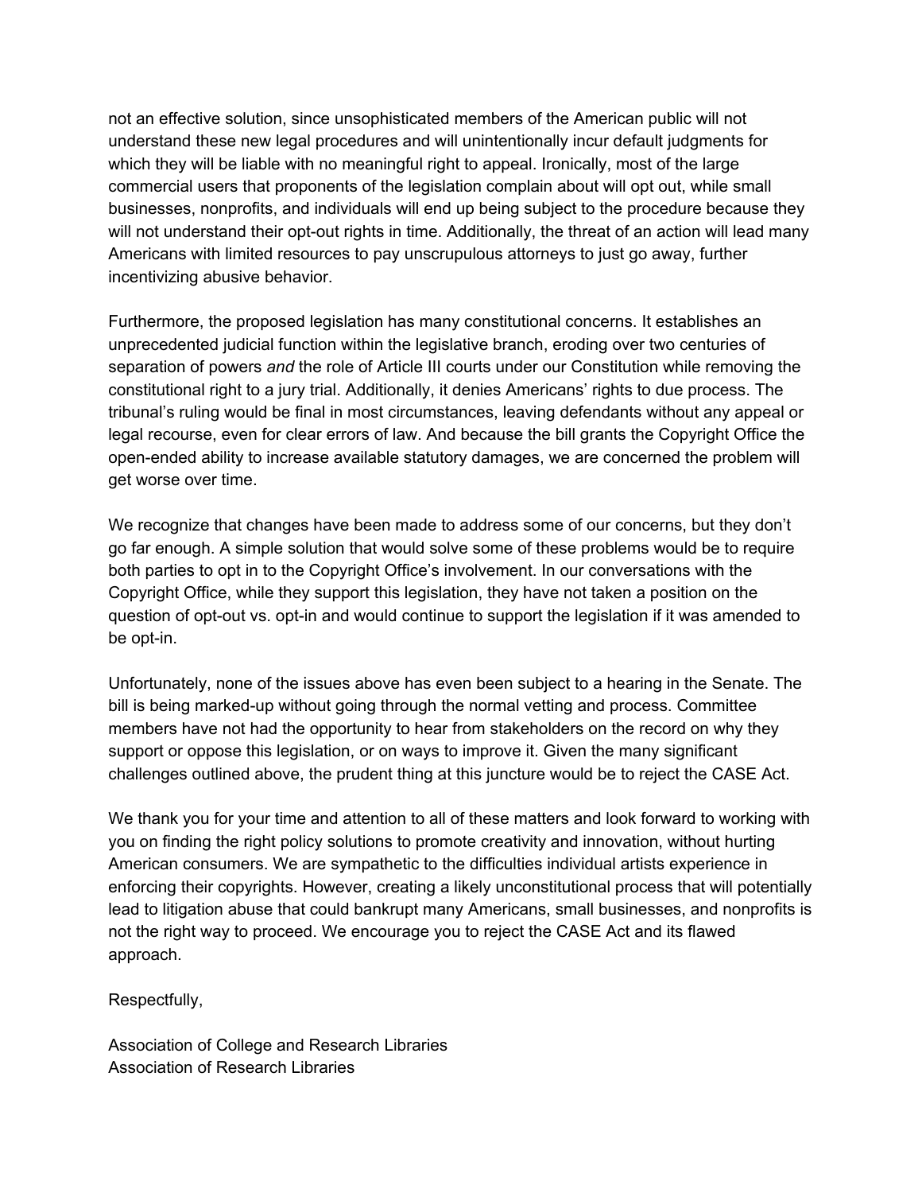not an effective solution, since unsophisticated members of the American public will not understand these new legal procedures and will unintentionally incur default judgments for which they will be liable with no meaningful right to appeal. Ironically, most of the large commercial users that proponents of the legislation complain about will opt out, while small businesses, nonprofits, and individuals will end up being subject to the procedure because they will not understand their opt-out rights in time. Additionally, the threat of an action will lead many Americans with limited resources to pay unscrupulous attorneys to just go away, further incentivizing abusive behavior.

Furthermore, the proposed legislation has many constitutional concerns. It establishes an unprecedented judicial function within the legislative branch, eroding over two centuries of separation of powers *and* the role of Article III courts under our Constitution while removing the constitutional right to a jury trial. Additionally, it denies Americans' rights to due process. The tribunal's ruling would be final in most circumstances, leaving defendants without any appeal or legal recourse, even for clear errors of law. And because the bill grants the Copyright Office the open-ended ability to increase available statutory damages, we are concerned the problem will get worse over time.

We recognize that changes have been made to address some of our concerns, but they don't go far enough. A simple solution that would solve some of these problems would be to require both parties to opt in to the Copyright Office's involvement. In our conversations with the Copyright Office, while they support this legislation, they have not taken a position on the question of opt-out vs. opt-in and would continue to support the legislation if it was amended to be opt-in.

Unfortunately, none of the issues above has even been subject to a hearing in the Senate. The bill is being marked-up without going through the normal vetting and process. Committee members have not had the opportunity to hear from stakeholders on the record on why they support or oppose this legislation, or on ways to improve it. Given the many significant challenges outlined above, the prudent thing at this juncture would be to reject the CASE Act.

We thank you for your time and attention to all of these matters and look forward to working with you on finding the right policy solutions to promote creativity and innovation, without hurting American consumers. We are sympathetic to the difficulties individual artists experience in enforcing their copyrights. However, creating a likely unconstitutional process that will potentially lead to litigation abuse that could bankrupt many Americans, small businesses, and nonprofits is not the right way to proceed. We encourage you to reject the CASE Act and its flawed approach.

Respectfully,

Association of College and Research Libraries
Association of Research Libraries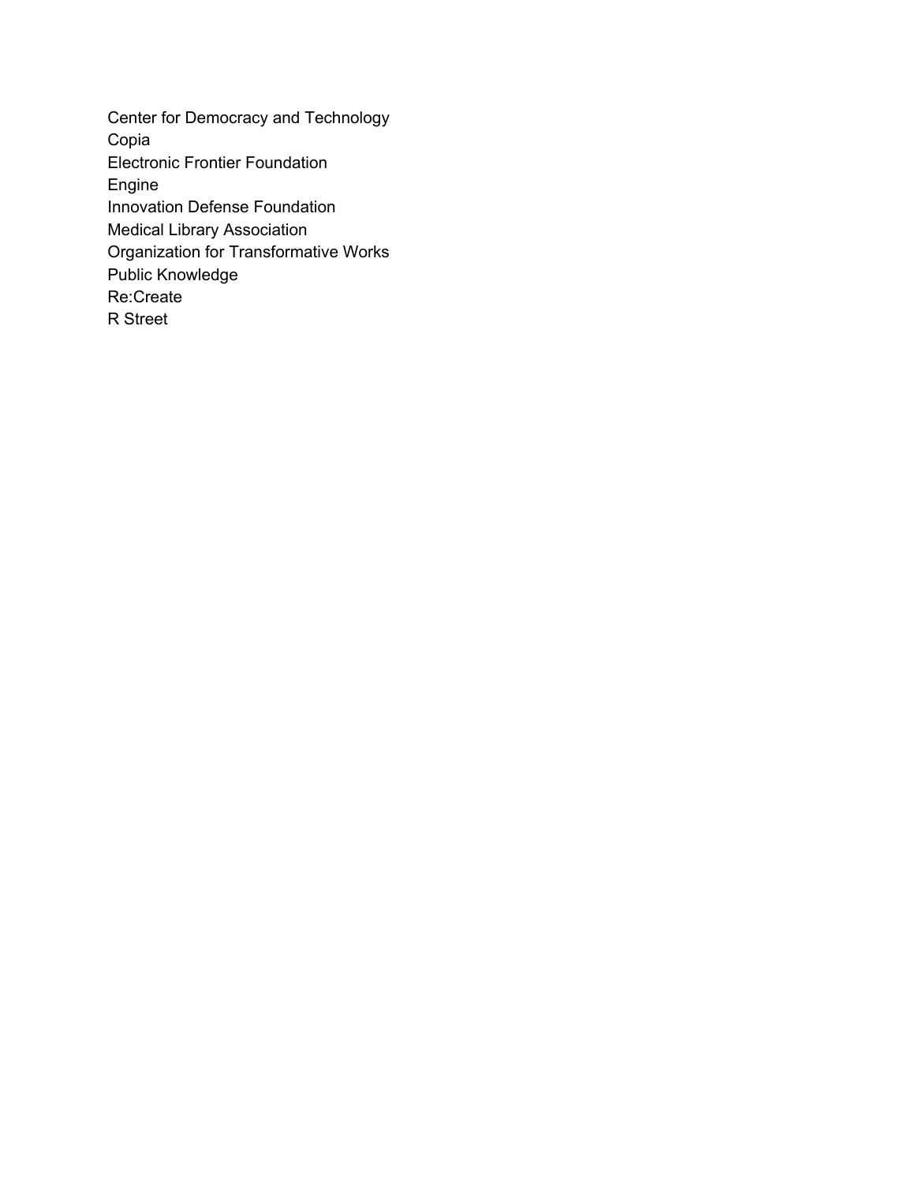Center for Democracy and Technology
Copia
Electronic Frontier Foundation
Engine
Innovation Defense Foundation
Medical Library Association
Organization for Transformative Works
Public Knowledge
Re:Create
R Street